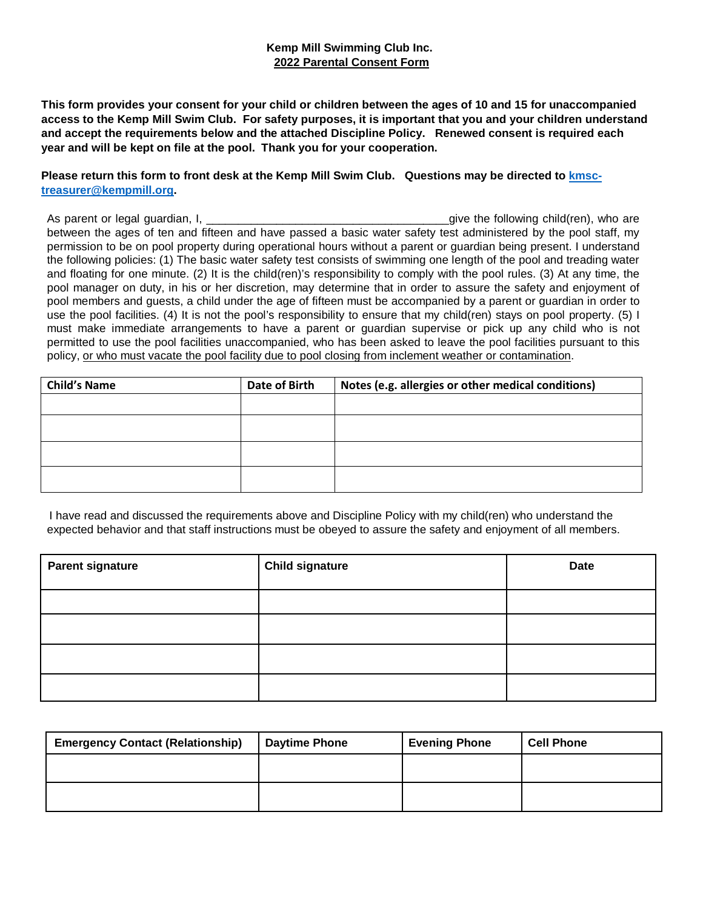**Kemp Mill Swimming Club Inc.**
**2022 Parental Consent Form**

**This form provides your consent for your child or children between the ages of 10 and 15 for unaccompanied access to the Kemp Mill Swim Club. For safety purposes, it is important that you and your children understand and accept the requirements below and the attached Discipline Policy. Renewed consent is required each year and will be kept on file at the pool. Thank you for your cooperation.**

**Please return this form to front desk at the Kemp Mill Swim Club. Questions may be directed to [kmsc-treasurer@kempmill.org](mailto:kmsc-treasurer@kempmill.org).**

As parent or legal guardian, I, _______________________________________give the following child(ren), who are between the ages of ten and fifteen and have passed a basic water safety test administered by the pool staff, my permission to be on pool property during operational hours without a parent or guardian being present. I understand the following policies: (1) The basic water safety test consists of swimming one length of the pool and treading water and floating for one minute. (2) It is the child(ren)'s responsibility to comply with the pool rules. (3) At any time, the pool manager on duty, in his or her discretion, may determine that in order to assure the safety and enjoyment of pool members and guests, a child under the age of fifteen must be accompanied by a parent or guardian in order to use the pool facilities. (4) It is not the pool's responsibility to ensure that my child(ren) stays on pool property. (5) I must make immediate arrangements to have a parent or guardian supervise or pick up any child who is not permitted to use the pool facilities unaccompanied, who has been asked to leave the pool facilities pursuant to this policy, <u>or who must vacate the pool facility due to pool closing from inclement weather or contamination</u>.

| Child's Name | Date of Birth | Notes (e.g. allergies or other medical conditions) |
|---|---|---|
| | | |
| | | |
| | | |
| | | |

I have read and discussed the requirements above and Discipline Policy with my child(ren) who understand the expected behavior and that staff instructions must be obeyed to assure the safety and enjoyment of all members.

| Parent signature | Child signature | Date |
|---|---|---|
| | | |
| | | |
| | | |
| | | |

| Emergency Contact (Relationship) | Daytime Phone | Evening Phone | Cell Phone |
|---|---|---|---|
| | | | |
| | | | |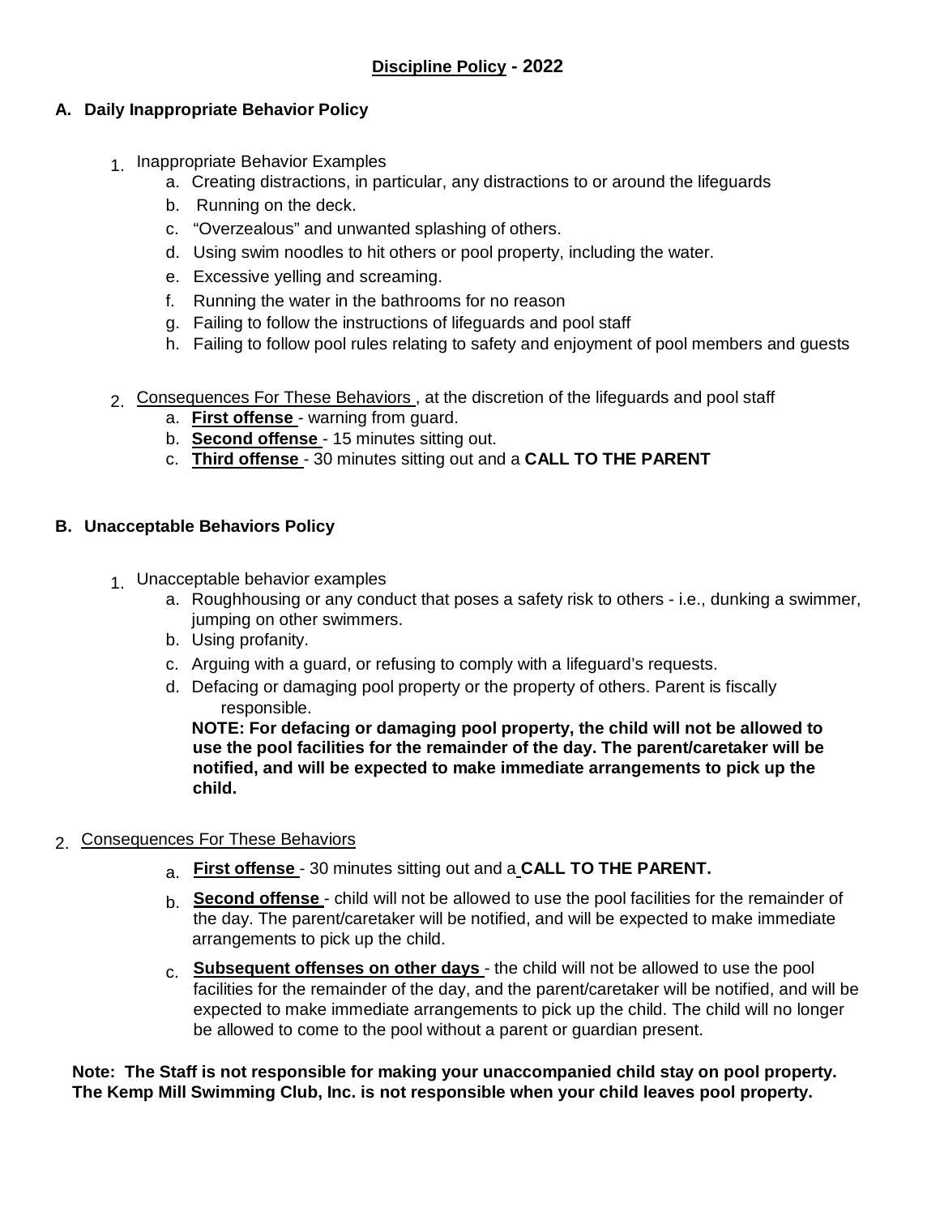# Discipline Policy - 2022

## A. Daily Inappropriate Behavior Policy

1. Inappropriate Behavior Examples
   a. Creating distractions, in particular, any distractions to or around the lifeguards
   b. Running on the deck.
   c. "Overzealous" and unwanted splashing of others.
   d. Using swim noodles to hit others or pool property, including the water.
   e. Excessive yelling and screaming.
   f. Running the water in the bathrooms for no reason
   g. Failing to follow the instructions of lifeguards and pool staff
   h. Failing to follow pool rules relating to safety and enjoyment of pool members and guests

2. Consequences For These Behaviors , at the discretion of the lifeguards and pool staff
   a. **First offense** - warning from guard.
   b. **Second offense** - 15 minutes sitting out.
   c. **Third offense** - 30 minutes sitting out and a **CALL TO THE PARENT**

## B. Unacceptable Behaviors Policy

1. Unacceptable behavior examples
   a. Roughhousing or any conduct that poses a safety risk to others - i.e., dunking a swimmer, jumping on other swimmers.
   b. Using profanity.
   c. Arguing with a guard, or refusing to comply with a lifeguard's requests.
   d. Defacing or damaging pool property or the property of others. Parent is fiscally responsible.
   **NOTE: For defacing or damaging pool property, the child will not be allowed to use the pool facilities for the remainder of the day. The parent/caretaker will be notified, and will be expected to make immediate arrangements to pick up the child.**

2. Consequences For These Behaviors
   a. **First offense** - 30 minutes sitting out and a **CALL TO THE PARENT.**
   b. **Second offense** - child will not be allowed to use the pool facilities for the remainder of the day. The parent/caretaker will be notified, and will be expected to make immediate arrangements to pick up the child.
   c. **Subsequent offenses on other days** - the child will not be allowed to use the pool facilities for the remainder of the day, and the parent/caretaker will be notified, and will be expected to make immediate arrangements to pick up the child. The child will no longer be allowed to come to the pool without a parent or guardian present.

**Note: The Staff is not responsible for making your unaccompanied child stay on pool property. The Kemp Mill Swimming Club, Inc. is not responsible when your child leaves pool property.**